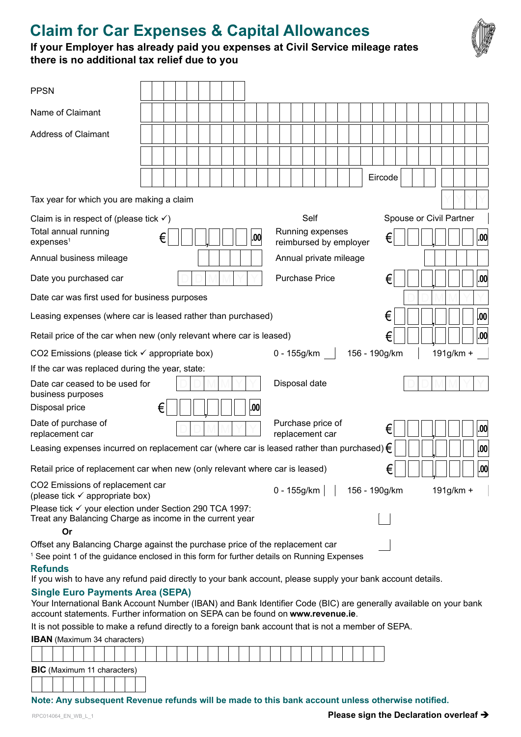# Claim for Car Expenses & Capital Allowances

**If your Employer has already paid you expenses at Civil Service mileage rates there is no additional tax relief due to you**

PPSN

Name of Claimant

Address of Claimant

Eircode

Tax year for which you are making a claim YYYY

Claim is in respect of (please tick ✓) Self | Spouse or Civil Partner

Total annual running expenses[1] € ,.00 | Running expenses reimbursed by employer € ,.00

Annual business mileage | Annual private mileage

Date you purchased car DDMMYY | Purchase Price € ,.00

Date car was first used for business purposes DDMMYY

Leasing expenses (where car is leased rather than purchased) € ,.00

Retail price of the car when new (only relevant where car is leased) € ,.00

$CO_2$ Emissions (please tick ✓ appropriate box) 0 - 155g/km | 156 - 190g/km | 191g/km +

If the car was replaced during the year, state:

Date car ceased to be used for business purposes DDMMYY | Disposal date DDMMYY

Disposal price € ,.00

Date of purchase of replacement car DDMMYY | Purchase price of replacement car € ,.00

Leasing expenses incurred on replacement car (where car is leased rather than purchased) € ,.00

Retail price of replacement car when new (only relevant where car is leased) € ,.00

$CO_2$ Emissions of replacement car (please tick ✓ appropriate box) 0 - 155g/km | 156 - 190g/km | 191g/km +

Please tick ✓ your election under Section 290 TCA 1997:
Treat any Balancing Charge as income in the current year

**Or**

Offset any Balancing Charge against the purchase price of the replacement car

[1] See point 1 of the guidance enclosed in this form for further details on Running Expenses

## Refunds

If you wish to have any refund paid directly to your bank account, please supply your bank account details.

## Single Euro Payments Area (SEPA)

Your International Bank Account Number (IBAN) and Bank Identifier Code (BIC) are generally available on your bank account statements. Further information on SEPA can be found on **www.revenue.ie**.

It is not possible to make a refund directly to a foreign bank account that is not a member of SEPA.

**IBAN** (Maximum 34 characters)

**BIC** (Maximum 11 characters)

**Note: Any subsequent Revenue refunds will be made to this bank account unless otherwise notified.**

RPC014064_EN_WB_L_1

**Please sign the Declaration overleaf ➔**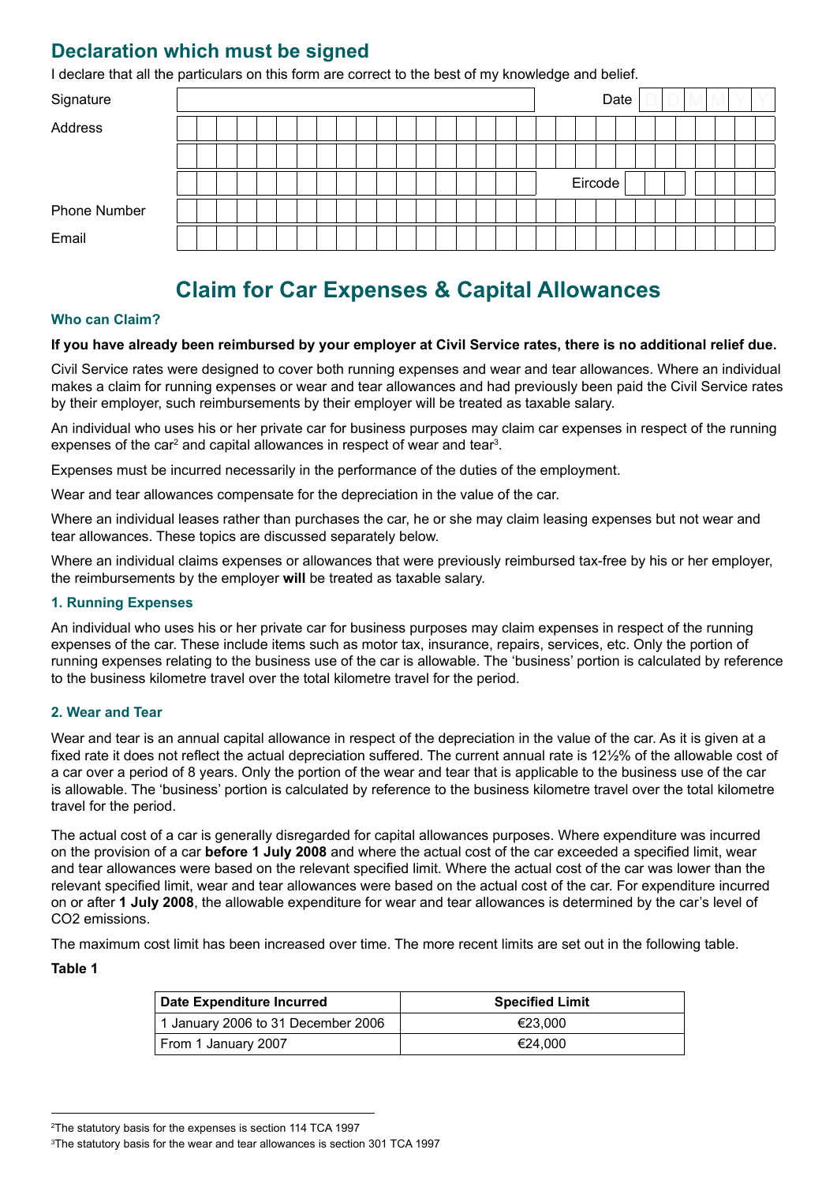## Declaration which must be signed

I declare that all the particulars on this form are correct to the best of my knowledge and belief.

Signature | | Date DDMMYY

Address

Eircode

Phone Number

Email

# Claim for Car Expenses & Capital Allowances

### Who can Claim?

**If you have already been reimbursed by your employer at Civil Service rates, there is no additional relief due.**

Civil Service rates were designed to cover both running expenses and wear and tear allowances. Where an individual makes a claim for running expenses or wear and tear allowances and had previously been paid the Civil Service rates by their employer, such reimbursements by their employer will be treated as taxable salary.

An individual who uses his or her private car for business purposes may claim car expenses in respect of the running expenses of the car[2] and capital allowances in respect of wear and tear[3].

Expenses must be incurred necessarily in the performance of the duties of the employment.

Wear and tear allowances compensate for the depreciation in the value of the car.

Where an individual leases rather than purchases the car, he or she may claim leasing expenses but not wear and tear allowances. These topics are discussed separately below.

Where an individual claims expenses or allowances that were previously reimbursed tax-free by his or her employer, the reimbursements by the employer **will** be treated as taxable salary.

### 1. Running Expenses

An individual who uses his or her private car for business purposes may claim expenses in respect of the running expenses of the car. These include items such as motor tax, insurance, repairs, services, etc. Only the portion of running expenses relating to the business use of the car is allowable. The 'business' portion is calculated by reference to the business kilometre travel over the total kilometre travel for the period.

### 2. Wear and Tear

Wear and tear is an annual capital allowance in respect of the depreciation in the value of the car. As it is given at a fixed rate it does not reflect the actual depreciation suffered. The current annual rate is 12½% of the allowable cost of a car over a period of 8 years. Only the portion of the wear and tear that is applicable to the business use of the car is allowable. The 'business' portion is calculated by reference to the business kilometre travel over the total kilometre travel for the period.

The actual cost of a car is generally disregarded for capital allowances purposes. Where expenditure was incurred on the provision of a car **before 1 July 2008** and where the actual cost of the car exceeded a specified limit, wear and tear allowances were based on the relevant specified limit. Where the actual cost of the car was lower than the relevant specified limit, wear and tear allowances were based on the actual cost of the car. For expenditure incurred on or after **1 July 2008**, the allowable expenditure for wear and tear allowances is determined by the car's level of $CO_2$ emissions.

The maximum cost limit has been increased over time. The more recent limits are set out in the following table.

**Table 1**

| Date Expenditure Incurred | Specified Limit |
|---|---|
| 1 January 2006 to 31 December 2006 | €23,000 |
| From 1 January 2007 | €24,000 |

[2]The statutory basis for the expenses is section 114 TCA 1997

[3]The statutory basis for the wear and tear allowances is section 301 TCA 1997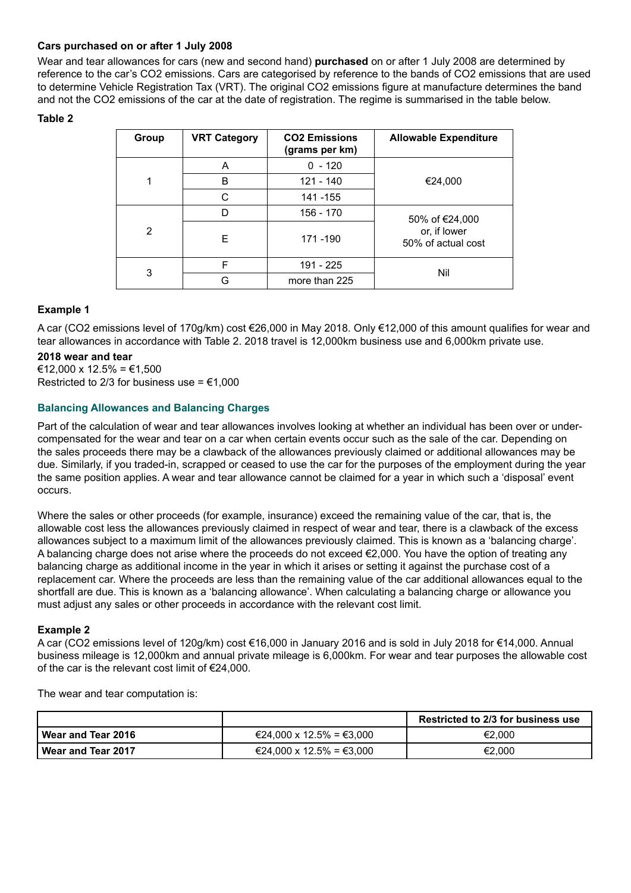### Cars purchased on or after 1 July 2008

Wear and tear allowances for cars (new and second hand) **purchased** on or after 1 July 2008 are determined by reference to the car's $CO_2$ emissions. Cars are categorised by reference to the bands of $CO_2$ emissions that are used to determine Vehicle Registration Tax (VRT). The original $CO_2$ emissions figure at manufacture determines the band and not the $CO_2$ emissions of the car at the date of registration. The regime is summarised in the table below.

**Table 2**

| Group | VRT Category | $CO_2$ Emissions (grams per km) | Allowable Expenditure |
|---|---|---|---|
| 1 | A | 0 - 120 | €24,000 |
| | B | 121 - 140 | |
| | C | 141 -155 | |
| 2 | D | 156 - 170 | 50% of €24,000 or, if lower 50% of actual cost |
| | E | 171 -190 | |
| 3 | F | 191 - 225 | Nil |
| | G | more than 225 | |

### Example 1

A car ($CO_2$ emissions level of 170g/km) cost €26,000 in May 2018. Only €12,000 of this amount qualifies for wear and tear allowances in accordance with Table 2. 2018 travel is 12,000km business use and 6,000km private use.

**2018 wear and tear**
€12,000 x 12.5% = €1,500
Restricted to 2/3 for business use = €1,000

### Balancing Allowances and Balancing Charges

Part of the calculation of wear and tear allowances involves looking at whether an individual has been over or under-compensated for the wear and tear on a car when certain events occur such as the sale of the car. Depending on the sales proceeds there may be a clawback of the allowances previously claimed or additional allowances may be due. Similarly, if you traded-in, scrapped or ceased to use the car for the purposes of the employment during the year the same position applies. A wear and tear allowance cannot be claimed for a year in which such a 'disposal' event occurs.

Where the sales or other proceeds (for example, insurance) exceed the remaining value of the car, that is, the allowable cost less the allowances previously claimed in respect of wear and tear, there is a clawback of the excess allowances subject to a maximum limit of the allowances previously claimed. This is known as a 'balancing charge'. A balancing charge does not arise where the proceeds do not exceed €2,000. You have the option of treating any balancing charge as additional income in the year in which it arises or setting it against the purchase cost of a replacement car. Where the proceeds are less than the remaining value of the car additional allowances equal to the shortfall are due. This is known as a 'balancing allowance'. When calculating a balancing charge or allowance you must adjust any sales or other proceeds in accordance with the relevant cost limit.

### Example 2

A car ($CO_2$ emissions level of 120g/km) cost €16,000 in January 2016 and is sold in July 2018 for €14,000. Annual business mileage is 12,000km and annual private mileage is 6,000km. For wear and tear purposes the allowable cost of the car is the relevant cost limit of €24,000.

The wear and tear computation is:

| | | Restricted to 2/3 for business use |
|---|---|---|
| **Wear and Tear 2016** | €24,000 x 12.5% = €3,000 | €2,000 |
| **Wear and Tear 2017** | €24,000 x 12.5% = €3,000 | €2,000 |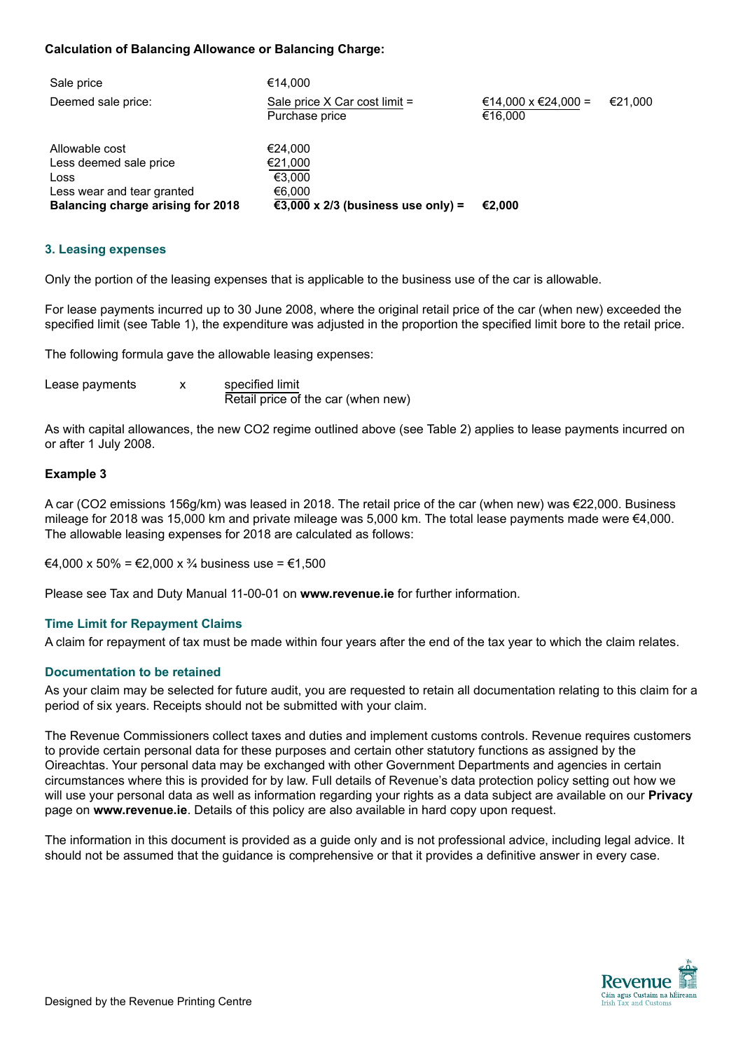**Calculation of Balancing Allowance or Balancing Charge:**

| | | | |
|---|---|---|---|
| Sale price | €14,000 | | |
| Deemed sale price: | $\frac{\text{Sale price X Car cost limit}}{\text{Purchase price}}$ = | $\frac{€14,000 \times €24,000}{€16,000}$ = | €21,000 |
| Allowable cost | €24,000 | | |
| Less deemed sale price | €21,000 | | |
| Loss | €3,000 | | |
| Less wear and tear granted | €6,000 | | |
| **Balancing charge arising for 2018** | **€3,000 x 2/3 (business use only) =** | **€2,000** | |

### 3. Leasing expenses

Only the portion of the leasing expenses that is applicable to the business use of the car is allowable.

For lease payments incurred up to 30 June 2008, where the original retail price of the car (when new) exceeded the specified limit (see Table 1), the expenditure was adjusted in the proportion the specified limit bore to the retail price.

The following formula gave the allowable leasing expenses:

$$\text{Lease payments} \quad \times \quad \frac{\text{specified limit}}{\text{Retail price of the car (when new)}}$$

As with capital allowances, the new $CO_2$ regime outlined above (see Table 2) applies to lease payments incurred on or after 1 July 2008.

**Example 3**

A car ($CO_2$ emissions 156g/km) was leased in 2018. The retail price of the car (when new) was €22,000. Business mileage for 2018 was 15,000 km and private mileage was 5,000 km. The total lease payments made were €4,000. The allowable leasing expenses for 2018 are calculated as follows:

€4,000 x 50% = €2,000 x ¾ business use = €1,500

Please see Tax and Duty Manual 11-00-01 on **www.revenue.ie** for further information.

### Time Limit for Repayment Claims

A claim for repayment of tax must be made within four years after the end of the tax year to which the claim relates.

### Documentation to be retained

As your claim may be selected for future audit, you are requested to retain all documentation relating to this claim for a period of six years. Receipts should not be submitted with your claim.

The Revenue Commissioners collect taxes and duties and implement customs controls. Revenue requires customers to provide certain personal data for these purposes and certain other statutory functions as assigned by the Oireachtas. Your personal data may be exchanged with other Government Departments and agencies in certain circumstances where this is provided for by law. Full details of Revenue's data protection policy setting out how we will use your personal data as well as information regarding your rights as a data subject are available on our **Privacy** page on **www.revenue.ie**. Details of this policy are also available in hard copy upon request.

The information in this document is provided as a guide only and is not professional advice, including legal advice. It should not be assumed that the guidance is comprehensive or that it provides a definitive answer in every case.

Designed by the Revenue Printing Centre

Revenue
Cáin agus Custaim na hÉireann
Irish Tax and Customs